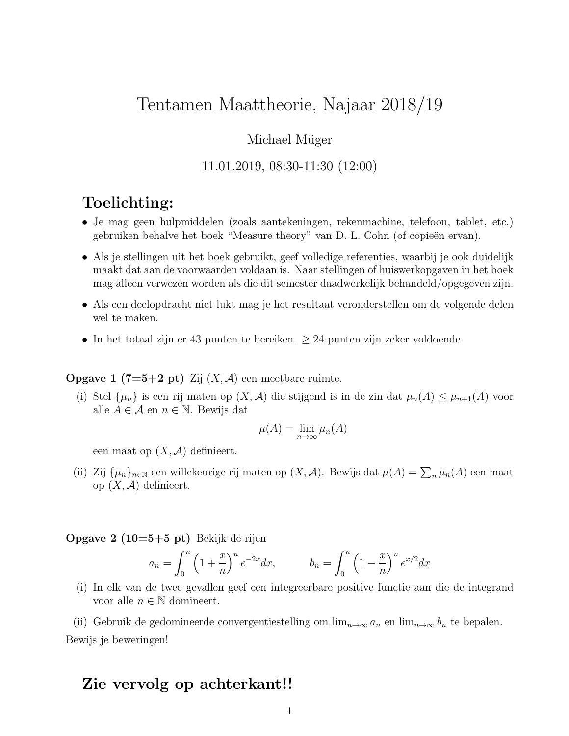# Tentamen Maattheorie, Najaar 2018/19

Michael Müger

11.01.2019, 08:30-11:30 (12:00)

## Toelichting:

- Je mag geen hulpmiddelen (zoals aantekeningen, rekenmachine, telefoon, tablet, etc.) gebruiken behalve het boek "Measure theory" van D. L. Cohn (of copieën ervan).
- Als je stellingen uit het boek gebruikt, geef volledige referenties, waarbij je ook duidelijk maakt dat aan de voorwaarden voldaan is. Naar stellingen of huiswerkopgaven in het boek mag alleen verwezen worden als die dit semester daadwerkelijk behandeld/opgegeven zijn.
- Als een deelopdracht niet lukt mag je het resultaat veronderstellen om de volgende delen wel te maken.
- In het totaal zijn er 43 punten te bereiken. $\geq 24$ punten zijn zeker voldoende.

**Opgave 1 (7=5+2 pt)** Zij $(X, \mathcal{A})$ een meetbare ruimte.

(i) Stel $\{\mu_n\}$ is een rij maten op $(X, \mathcal{A})$ die stijgend is in de zin dat $\mu_n(A) \leq \mu_{n+1}(A)$ voor alle $A \in \mathcal{A}$ en $n \in \mathbb{N}$. Bewijs dat

$$\mu(A) = \lim_{n\to\infty} \mu_n(A)$$

een maat op $(X, \mathcal{A})$ definieert.

(ii) Zij $\{\mu_n\}_{n\in\mathbb{N}}$ een willekeurige rij maten op $(X, \mathcal{A})$. Bewijs dat $\mu(A) = \sum_n \mu_n(A)$ een maat op $(X, \mathcal{A})$ definieert.

**Opgave 2 (10=5+5 pt)** Bekijk de rijen

$$a_n = \int_0^n \left(1 + \frac{x}{n}\right)^n e^{-2x} dx, \qquad b_n = \int_0^n \left(1 - \frac{x}{n}\right)^n e^{x/2} dx$$

(i) In elk van de twee gevallen geef een integreerbare positive functie aan die de integrand voor alle $n \in \mathbb{N}$ domineert.

(ii) Gebruik de gedomineerde convergentiestelling om $\lim_{n\to\infty} a_n$ en $\lim_{n\to\infty} b_n$ te bepalen.

Bewijs je beweringen!

## Zie vervolg op achterkant!!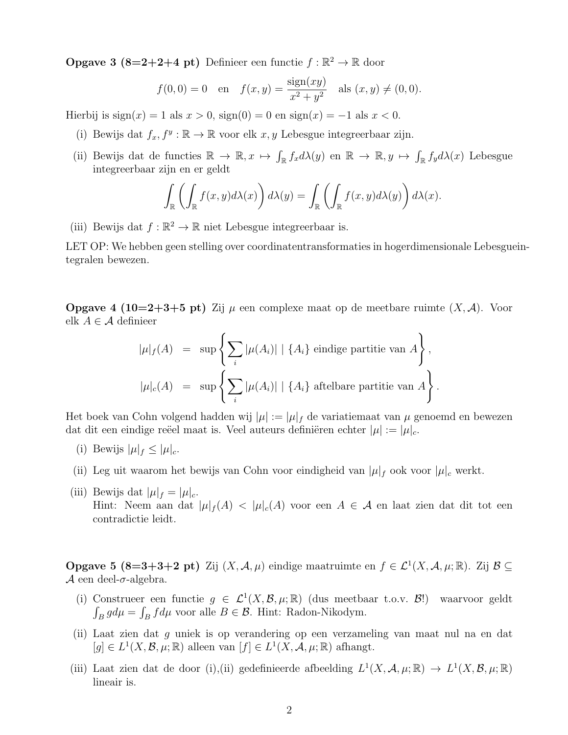**Opgave 3 (8=2+2+4 pt)** Definieer een functie $f : \mathbb{R}^2 \to \mathbb{R}$ door

$$f(0,0) = 0 \quad \text{en} \quad f(x,y) = \frac{\text{sign}(xy)}{x^2 + y^2} \quad \text{als } (x,y) \neq (0,0).$$

Hierbij is $\text{sign}(x) = 1$ als $x > 0$, $\text{sign}(0) = 0$ en $\text{sign}(x) = -1$ als $x < 0$.

(i) Bewijs dat $f_x, f^y : \mathbb{R} \to \mathbb{R}$ voor elk $x, y$ Lebesgue integreerbaar zijn.

(ii) Bewijs dat de functies $\mathbb{R} \to \mathbb{R}, x \mapsto \int_\mathbb{R} f_x d\lambda(y)$ en $\mathbb{R} \to \mathbb{R}, y \mapsto \int_\mathbb{R} f_y d\lambda(x)$ Lebesgue integreerbaar zijn en er geldt

$$\int_\mathbb{R} \left( \int_\mathbb{R} f(x,y) d\lambda(x) \right) d\lambda(y) = \int_\mathbb{R} \left( \int_\mathbb{R} f(x,y) d\lambda(y) \right) d\lambda(x).$$

(iii) Bewijs dat $f : \mathbb{R}^2 \to \mathbb{R}$ niet Lebesgue integreerbaar is.

LET OP: We hebben geen stelling over coordinatentransformaties in hogerdimensionale Lebesgueintegralen bewezen.

**Opgave 4 (10=2+3+5 pt)** Zij $\mu$ een complexe maat op de meetbare ruimte $(X, \mathcal{A})$. Voor elk $A \in \mathcal{A}$ definieer

$$\begin{aligned}
|\mu|_f(A) &= \sup \left\{ \sum_i |\mu(A_i)| \mid \{A_i\} \text{ eindige partitie van } A \right\}, \\
|\mu|_c(A) &= \sup \left\{ \sum_i |\mu(A_i)| \mid \{A_i\} \text{ aftelbare partitie van } A \right\}.
\end{aligned}$$

Het boek van Cohn volgend hadden wij $|\mu| := |\mu|_f$ de variatiemaat van $\mu$ genoemd en bewezen dat dit een eindige reëel maat is. Veel auteurs definiëren echter $|\mu| := |\mu|_c$.

(i) Bewijs $|\mu|_f \leq |\mu|_c$.

(ii) Leg uit waarom het bewijs van Cohn voor eindigheid van $|\mu|_f$ ook voor $|\mu|_c$ werkt.

(iii) Bewijs dat $|\mu|_f = |\mu|_c$.
Hint: Neem aan dat $|\mu|_f(A) < |\mu|_c(A)$ voor een $A \in \mathcal{A}$ en laat zien dat dit tot een contradictie leidt.

**Opgave 5 (8=3+3+2 pt)** Zij $(X, \mathcal{A}, \mu)$ eindige maatruimte en $f \in \mathcal{L}^1(X, \mathcal{A}, \mu; \mathbb{R})$. Zij $\mathcal{B} \subseteq \mathcal{A}$ een deel-$\sigma$-algebra.

(i) Construeer een functie $g \in \mathcal{L}^1(X, \mathcal{B}, \mu; \mathbb{R})$ (dus meetbaar t.o.v. $\mathcal{B}$!) waarvoor geldt $\int_B g d\mu = \int_B f d\mu$ voor alle $B \in \mathcal{B}$. Hint: Radon-Nikodym.

(ii) Laat zien dat $g$ uniek is op verandering op een verzameling van maat nul na en dat $[g] \in L^1(X, \mathcal{B}, \mu; \mathbb{R})$ alleen van $[f] \in L^1(X, \mathcal{A}, \mu; \mathbb{R})$ afhangt.

(iii) Laat zien dat de door (i),(ii) gedefinieerde afbeelding $L^1(X, \mathcal{A}, \mu; \mathbb{R}) \to L^1(X, \mathcal{B}, \mu; \mathbb{R})$ lineair is.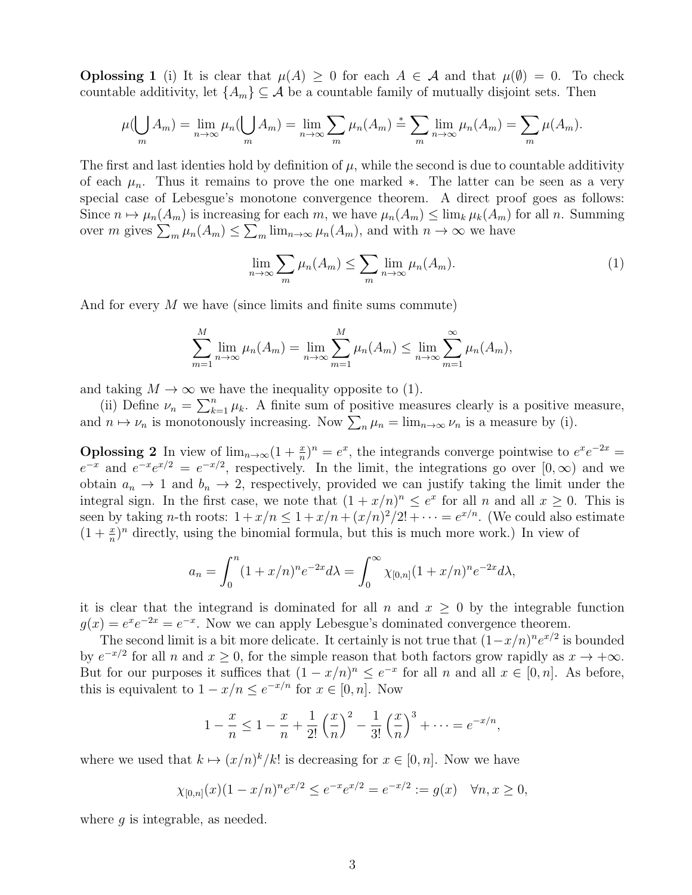**Oplossing 1** (i) It is clear that $\mu(A) \geq 0$ for each $A \in \mathcal{A}$ and that $\mu(\emptyset) = 0$. To check countable additivity, let $\{A_m\} \subseteq \mathcal{A}$ be a countable family of mutually disjoint sets. Then

$$\mu(\bigcup_m A_m) = \lim_{n\to\infty} \mu_n(\bigcup_m A_m) = \lim_{n\to\infty} \sum_m \mu_n(A_m) \stackrel{*}{=} \sum_m \lim_{n\to\infty} \mu_n(A_m) = \sum_m \mu(A_m).$$

The first and last identies hold by definition of $\mu$, while the second is due to countable additivity of each $\mu_n$. Thus it remains to prove the one marked $*$. The latter can be seen as a very special case of Lebesgue's monotone convergence theorem. A direct proof goes as follows: Since $n \mapsto \mu_n(A_m)$ is increasing for each $m$, we have $\mu_n(A_m) \leq \lim_k \mu_k(A_m)$ for all $n$. Summing over $m$ gives $\sum_m \mu_n(A_m) \leq \sum_m \lim_{n\to\infty} \mu_n(A_m)$, and with $n \to \infty$ we have

$$\lim_{n\to\infty} \sum_m \mu_n(A_m) \leq \sum_m \lim_{n\to\infty} \mu_n(A_m). \tag{1}$$

And for every $M$ we have (since limits and finite sums commute)

$$\sum_{m=1}^{M} \lim_{n\to\infty} \mu_n(A_m) = \lim_{n\to\infty} \sum_{m=1}^{M} \mu_n(A_m) \leq \lim_{n\to\infty} \sum_{m=1}^{\infty} \mu_n(A_m),$$

and taking $M \to \infty$ we have the inequality opposite to (1).

(ii) Define $\nu_n = \sum_{k=1}^n \mu_k$. A finite sum of positive measures clearly is a positive measure, and $n \mapsto \nu_n$ is monotonously increasing. Now $\sum_n \mu_n = \lim_{n\to\infty} \nu_n$ is a measure by (i).

**Oplossing 2** In view of $\lim_{n\to\infty}(1+\frac{x}{n})^n = e^x$, the integrands converge pointwise to $e^x e^{-2x} = e^{-x}$ and $e^{-x}e^{x/2} = e^{-x/2}$, respectively. In the limit, the integrations go over $[0,\infty)$ and we obtain $a_n \to 1$ and $b_n \to 2$, respectively, provided we can justify taking the limit under the integral sign. In the first case, we note that $(1+x/n)^n \leq e^x$ for all $n$ and all $x \geq 0$. This is seen by taking $n$-th roots: $1 + x/n \leq 1 + x/n + (x/n)^2/2! + \cdots = e^{x/n}$. (We could also estimate $(1+\frac{x}{n})^n$ directly, using the binomial formula, but this is much more work.) In view of

$$a_n = \int_0^n (1+x/n)^n e^{-2x} d\lambda = \int_0^\infty \chi_{[0,n]}(1+x/n)^n e^{-2x} d\lambda,$$

it is clear that the integrand is dominated for all $n$ and $x \geq 0$ by the integrable function $g(x) = e^x e^{-2x} = e^{-x}$. Now we can apply Lebesgue's dominated convergence theorem.

The second limit is a bit more delicate. It certainly is not true that $(1-x/n)^n e^{x/2}$ is bounded by $e^{-x/2}$ for all $n$ and $x \geq 0$, for the simple reason that both factors grow rapidly as $x \to +\infty$. But for our purposes it suffices that $(1-x/n)^n \leq e^{-x}$ for all $n$ and all $x \in [0,n]$. As before, this is equivalent to $1 - x/n \leq e^{-x/n}$ for $x \in [0,n]$. Now

$$1 - \frac{x}{n} \leq 1 - \frac{x}{n} + \frac{1}{2!}\left(\frac{x}{n}\right)^2 - \frac{1}{3!}\left(\frac{x}{n}\right)^3 + \cdots = e^{-x/n},$$

where we used that $k \mapsto (x/n)^k/k!$ is decreasing for $x \in [0,n]$. Now we have

$$\chi_{[0,n]}(x)(1-x/n)^n e^{x/2} \leq e^{-x}e^{x/2} = e^{-x/2} := g(x) \quad \forall n, x \geq 0,$$

where $g$ is integrable, as needed.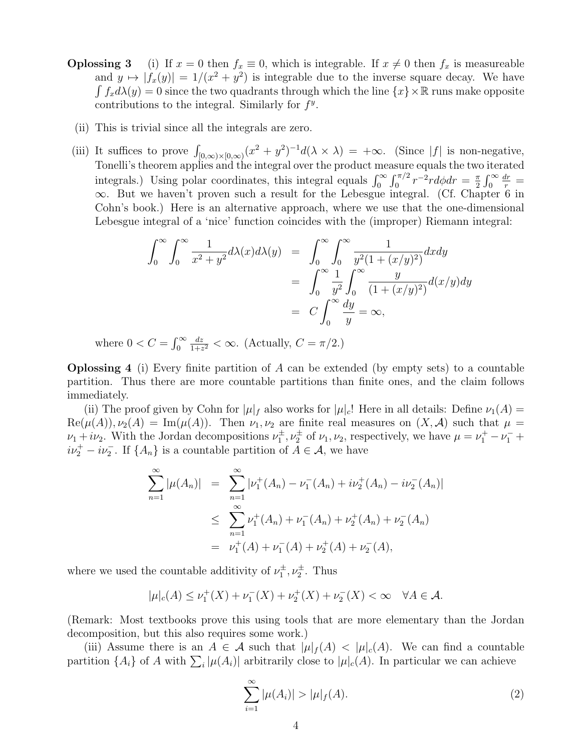**Oplossing 3** (i) If $x = 0$ then $f_x \equiv 0$, which is integrable. If $x \neq 0$ then $f_x$ is measureable and $y \mapsto |f_x(y)| = 1/(x^2 + y^2)$ is integrable due to the inverse square decay. We have $\int f_x d\lambda(y) = 0$ since the two quadrants through which the line $\{x\} \times \mathbb{R}$ runs make opposite contributions to the integral. Similarly for $f^y$.

(ii) This is trivial since all the integrals are zero.

(iii) It suffices to prove $\int_{[0,\infty)\times[0,\infty)} (x^2 + y^2)^{-1} d(\lambda \times \lambda) = +\infty$. (Since $|f|$ is non-negative, Tonelli's theorem applies and the integral over the product measure equals the two iterated integrals.) Using polar coordinates, this integral equals $\int_0^\infty \int_0^{\pi/2} r^{-2} r d\phi dr = \frac{\pi}{2} \int_0^\infty \frac{dr}{r} = \infty$. But we haven't proven such a result for the Lebesgue integral. (Cf. Chapter 6 in Cohn's book.) Here is an alternative approach, where we use that the one-dimensional Lebesgue integral of a 'nice' function coincides with the (improper) Riemann integral:

$$
\begin{aligned}
\int_0^\infty \int_0^\infty \frac{1}{x^2 + y^2} d\lambda(x) d\lambda(y) &= \int_0^\infty \int_0^\infty \frac{1}{y^2(1 + (x/y)^2)} dx dy \\
&= \int_0^\infty \frac{1}{y^2} \int_0^\infty \frac{y}{(1 + (x/y)^2)} d(x/y) dy \\
&= C \int_0^\infty \frac{dy}{y} = \infty,
\end{aligned}
$$

where $0 < C = \int_0^\infty \frac{dz}{1+z^2} < \infty$. (Actually, $C = \pi/2$.)

**Oplossing 4** (i) Every finite partition of $A$ can be extended (by empty sets) to a countable partition. Thus there are more countable partitions than finite ones, and the claim follows immediately.

(ii) The proof given by Cohn for $|\mu|_f$ also works for $|\mu|_c$! Here in all details: Define $\nu_1(A) = \mathrm{Re}(\mu(A)), \nu_2(A) = \mathrm{Im}(\mu(A))$. Then $\nu_1, \nu_2$ are finite real measures on $(X, \mathcal{A})$ such that $\mu = \nu_1 + i\nu_2$. With the Jordan decompositions $\nu_1^\pm, \nu_2^\pm$ of $\nu_1, \nu_2$, respectively, we have $\mu = \nu_1^+ - \nu_1^- + i\nu_2^+ - i\nu_2^-$. If $\{A_n\}$ is a countable partition of $A \in \mathcal{A}$, we have

$$
\begin{aligned}
\sum_{n=1}^\infty |\mu(A_n)| &= \sum_{n=1}^\infty |\nu_1^+(A_n) - \nu_1^-(A_n) + i\nu_2^+(A_n) - i\nu_2^-(A_n)| \\
&\leq \sum_{n=1}^\infty \nu_1^+(A_n) + \nu_1^-(A_n) + \nu_2^+(A_n) + \nu_2^-(A_n) \\
&= \nu_1^+(A) + \nu_1^-(A) + \nu_2^+(A) + \nu_2^-(A),
\end{aligned}
$$

where we used the countable additivity of $\nu_1^\pm, \nu_2^\pm$. Thus

$$
|\mu|_c(A) \leq \nu_1^+(X) + \nu_1^-(X) + \nu_2^+(X) + \nu_2^-(X) < \infty \quad \forall A \in \mathcal{A}.
$$

(Remark: Most textbooks prove this using tools that are more elementary than the Jordan decomposition, but this also requires some work.)

(iii) Assume there is an $A \in \mathcal{A}$ such that $|\mu|_f(A) < |\mu|_c(A)$. We can find a countable partition $\{A_i\}$ of $A$ with $\sum_i |\mu(A_i)|$ arbitrarily close to $|\mu|_c(A)$. In particular we can achieve

$$
\sum_{i=1}^\infty |\mu(A_i)| > |\mu|_f(A). \tag{2}
$$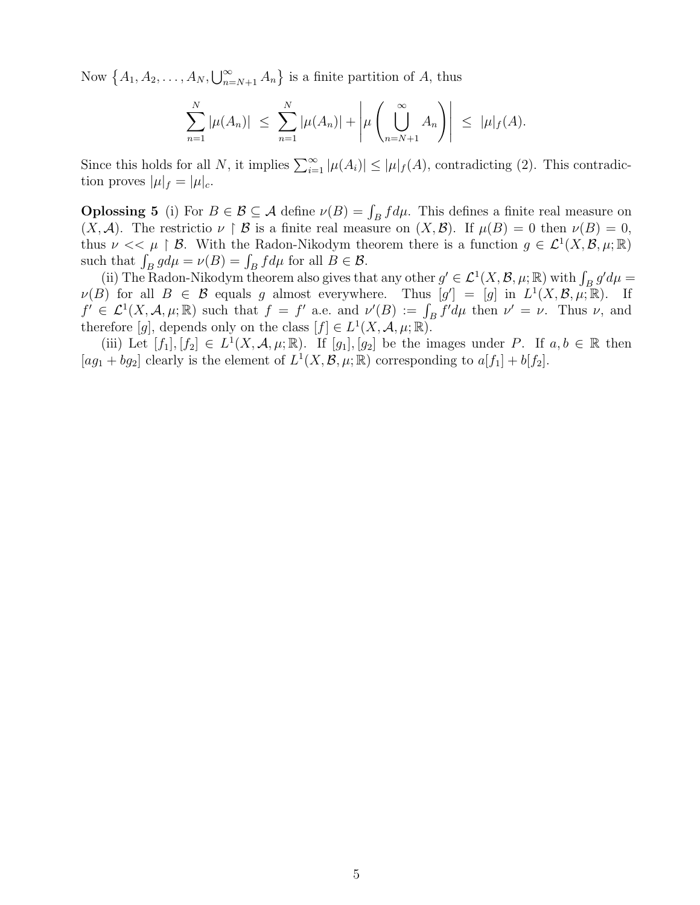Now $\left\{A_1, A_2, \ldots, A_N, \bigcup_{n=N+1}^{\infty} A_n\right\}$ is a finite partition of $A$, thus

$$\sum_{n=1}^{N} |\mu(A_n)| \;\leq\; \sum_{n=1}^{N} |\mu(A_n)| + \left|\mu\left(\bigcup_{n=N+1}^{\infty} A_n\right)\right| \;\leq\; |\mu|_f(A).$$

Since this holds for all $N$, it implies $\sum_{i=1}^{\infty} |\mu(A_i)| \leq |\mu|_f(A)$, contradicting (2). This contradiction proves $|\mu|_f = |\mu|_c$.

**Oplossing 5** (i) For $B \in \mathcal{B} \subseteq \mathcal{A}$ define $\nu(B) = \int_B f d\mu$. This defines a finite real measure on $(X, \mathcal{A})$. The restrictio $\nu \upharpoonright \mathcal{B}$ is a finite real measure on $(X, \mathcal{B})$. If $\mu(B) = 0$ then $\nu(B) = 0$, thus $\nu << \mu \upharpoonright \mathcal{B}$. With the Radon-Nikodym theorem there is a function $g \in \mathcal{L}^1(X, \mathcal{B}, \mu; \mathbb{R})$ such that $\int_B g d\mu = \nu(B) = \int_B f d\mu$ for all $B \in \mathcal{B}$.

(ii) The Radon-Nikodym theorem also gives that any other $g' \in \mathcal{L}^1(X, \mathcal{B}, \mu; \mathbb{R})$ with $\int_B g' d\mu = \nu(B)$ for all $B \in \mathcal{B}$ equals $g$ almost everywhere. Thus $[g'] = [g]$ in $L^1(X, \mathcal{B}, \mu; \mathbb{R})$. If $f' \in \mathcal{L}^1(X, \mathcal{A}, \mu; \mathbb{R})$ such that $f = f'$ a.e. and $\nu'(B) := \int_B f' d\mu$ then $\nu' = \nu$. Thus $\nu$, and therefore $[g]$, depends only on the class $[f] \in L^1(X, \mathcal{A}, \mu; \mathbb{R})$.

(iii) Let $[f_1], [f_2] \in L^1(X, \mathcal{A}, \mu; \mathbb{R})$. If $[g_1], [g_2]$ be the images under $P$. If $a, b \in \mathbb{R}$ then $[ag_1 + bg_2]$ clearly is the element of $L^1(X, \mathcal{B}, \mu; \mathbb{R})$ corresponding to $a[f_1] + b[f_2]$.